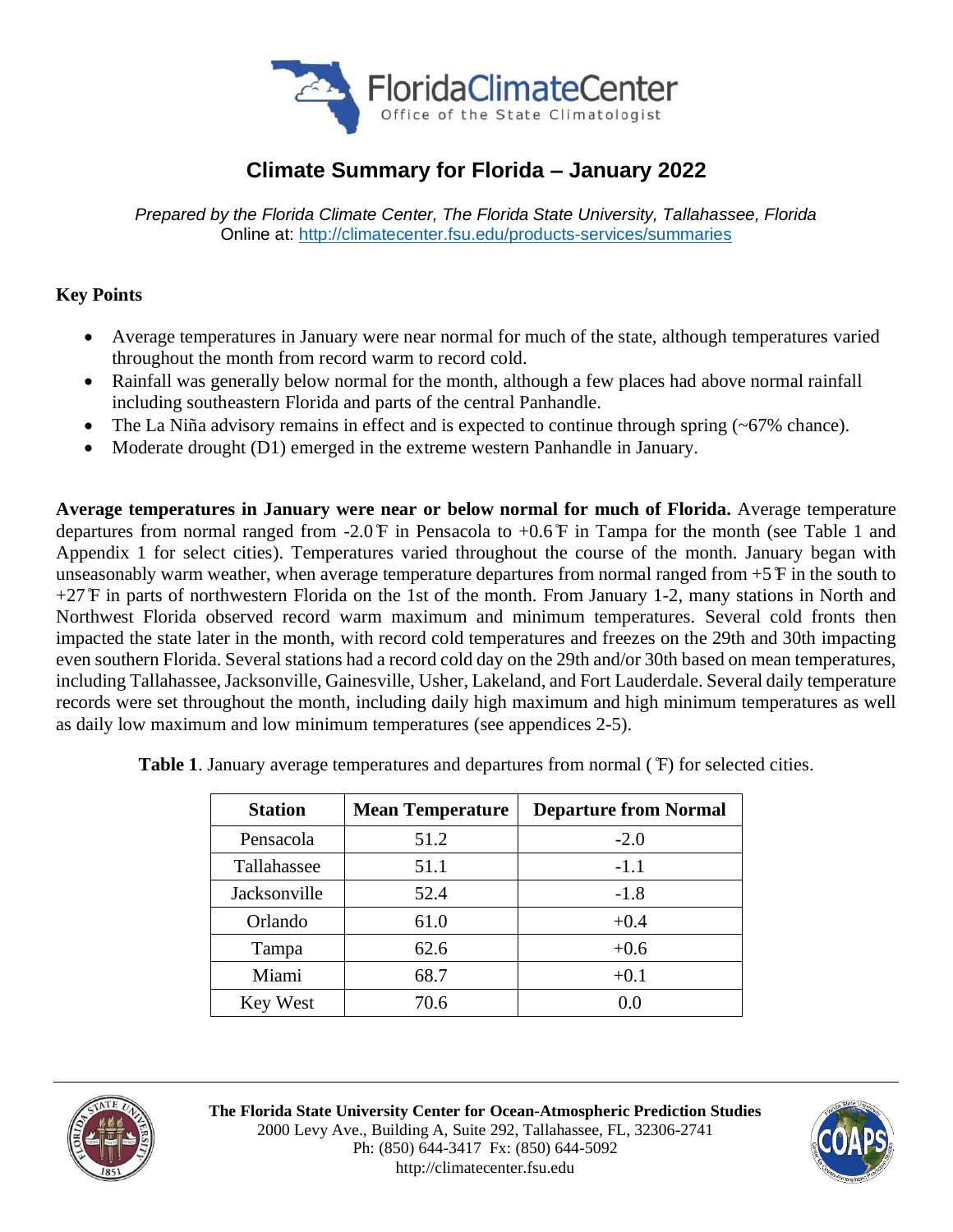FloridaClimateCenter
Office of the State Climatologist

# Climate Summary for Florida – January 2022

*Prepared by the Florida Climate Center, The Florida State University, Tallahassee, Florida*
Online at: http://climatecenter.fsu.edu/products-services/summaries

**Key Points**

- Average temperatures in January were near normal for much of the state, although temperatures varied throughout the month from record warm to record cold.
- Rainfall was generally below normal for the month, although a few places had above normal rainfall including southeastern Florida and parts of the central Panhandle.
- The La Niña advisory remains in effect and is expected to continue through spring (~67% chance).
- Moderate drought (D1) emerged in the extreme western Panhandle in January.

**Average temperatures in January were near or below normal for much of Florida.** Average temperature departures from normal ranged from -2.0℉ in Pensacola to +0.6℉ in Tampa for the month (see Table 1 and Appendix 1 for select cities). Temperatures varied throughout the course of the month. January began with unseasonably warm weather, when average temperature departures from normal ranged from +5℉ in the south to +27℉ in parts of northwestern Florida on the 1st of the month. From January 1-2, many stations in North and Northwest Florida observed record warm maximum and minimum temperatures. Several cold fronts then impacted the state later in the month, with record cold temperatures and freezes on the 29th and 30th impacting even southern Florida. Several stations had a record cold day on the 29th and/or 30th based on mean temperatures, including Tallahassee, Jacksonville, Gainesville, Usher, Lakeland, and Fort Lauderdale. Several daily temperature records were set throughout the month, including daily high maximum and high minimum temperatures as well as daily low maximum and low minimum temperatures (see appendices 2-5).

**Table 1**. January average temperatures and departures from normal (℉) for selected cities.

| Station | Mean Temperature | Departure from Normal |
|---|---|---|
| Pensacola | 51.2 | -2.0 |
| Tallahassee | 51.1 | -1.1 |
| Jacksonville | 52.4 | -1.8 |
| Orlando | 61.0 | +0.4 |
| Tampa | 62.6 | +0.6 |
| Miami | 68.7 | +0.1 |
| Key West | 70.6 | 0.0 |

**The Florida State University Center for Ocean-Atmospheric Prediction Studies**
2000 Levy Ave., Building A, Suite 292, Tallahassee, FL, 32306-2741
Ph: (850) 644-3417 Fx: (850) 644-5092
http://climatecenter.fsu.edu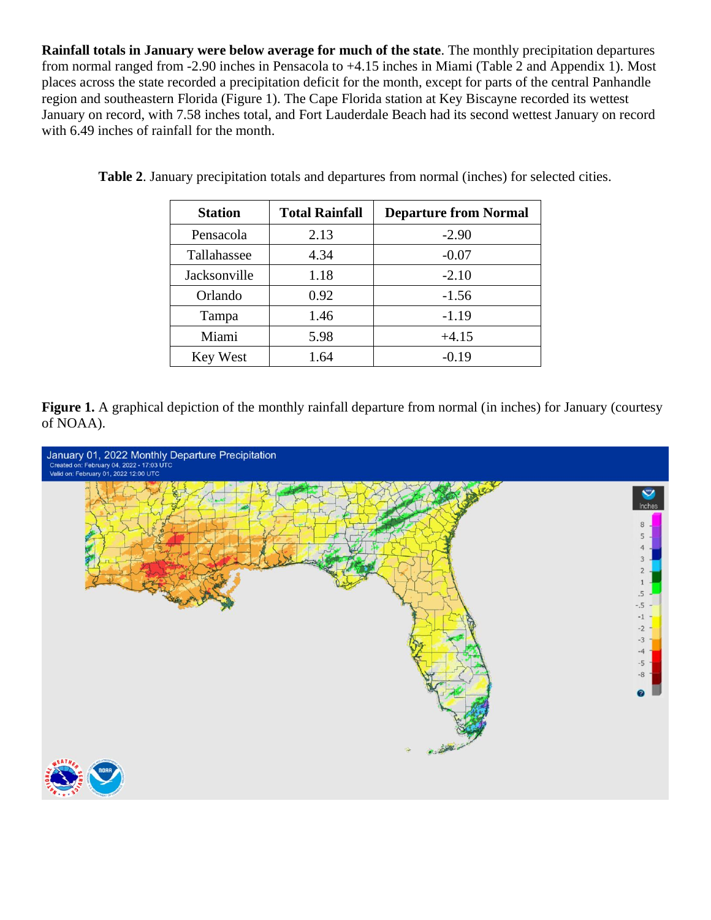**Rainfall totals in January were below average for much of the state**. The monthly precipitation departures from normal ranged from -2.90 inches in Pensacola to +4.15 inches in Miami (Table 2 and Appendix 1). Most places across the state recorded a precipitation deficit for the month, except for parts of the central Panhandle region and southeastern Florida (Figure 1). The Cape Florida station at Key Biscayne recorded its wettest January on record, with 7.58 inches total, and Fort Lauderdale Beach had its second wettest January on record with 6.49 inches of rainfall for the month.

**Table 2**. January precipitation totals and departures from normal (inches) for selected cities.

| Station | Total Rainfall | Departure from Normal |
|---|---|---|
| Pensacola | 2.13 | -2.90 |
| Tallahassee | 4.34 | -0.07 |
| Jacksonville | 1.18 | -2.10 |
| Orlando | 0.92 | -1.56 |
| Tampa | 1.46 | -1.19 |
| Miami | 5.98 | +4.15 |
| Key West | 1.64 | -0.19 |

**Figure 1.** A graphical depiction of the monthly rainfall departure from normal (in inches) for January (courtesy of NOAA).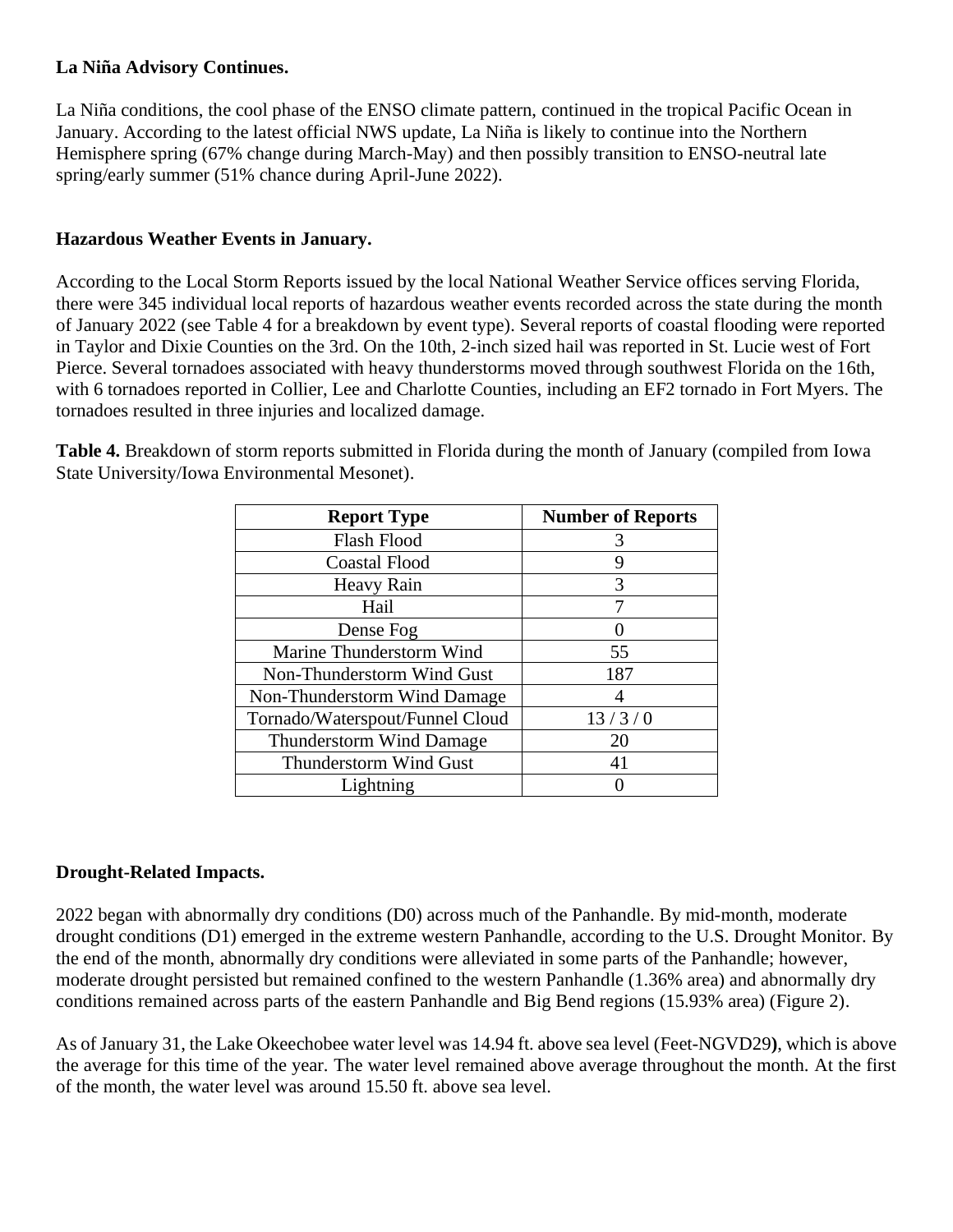**La Niña Advisory Continues.**

La Niña conditions, the cool phase of the ENSO climate pattern, continued in the tropical Pacific Ocean in January. According to the latest official NWS update, La Niña is likely to continue into the Northern Hemisphere spring (67% change during March-May) and then possibly transition to ENSO-neutral late spring/early summer (51% chance during April-June 2022).

**Hazardous Weather Events in January.**

According to the Local Storm Reports issued by the local National Weather Service offices serving Florida, there were 345 individual local reports of hazardous weather events recorded across the state during the month of January 2022 (see Table 4 for a breakdown by event type). Several reports of coastal flooding were reported in Taylor and Dixie Counties on the 3rd. On the 10th, 2-inch sized hail was reported in St. Lucie west of Fort Pierce. Several tornadoes associated with heavy thunderstorms moved through southwest Florida on the 16th, with 6 tornadoes reported in Collier, Lee and Charlotte Counties, including an EF2 tornado in Fort Myers. The tornadoes resulted in three injuries and localized damage.

**Table 4.** Breakdown of storm reports submitted in Florida during the month of January (compiled from Iowa State University/Iowa Environmental Mesonet).

| Report Type | Number of Reports |
|---|---|
| Flash Flood | 3 |
| Coastal Flood | 9 |
| Heavy Rain | 3 |
| Hail | 7 |
| Dense Fog | 0 |
| Marine Thunderstorm Wind | 55 |
| Non-Thunderstorm Wind Gust | 187 |
| Non-Thunderstorm Wind Damage | 4 |
| Tornado/Waterspout/Funnel Cloud | 13 / 3 / 0 |
| Thunderstorm Wind Damage | 20 |
| Thunderstorm Wind Gust | 41 |
| Lightning | 0 |

**Drought-Related Impacts.**

2022 began with abnormally dry conditions (D0) across much of the Panhandle. By mid-month, moderate drought conditions (D1) emerged in the extreme western Panhandle, according to the U.S. Drought Monitor. By the end of the month, abnormally dry conditions were alleviated in some parts of the Panhandle; however, moderate drought persisted but remained confined to the western Panhandle (1.36% area) and abnormally dry conditions remained across parts of the eastern Panhandle and Big Bend regions (15.93% area) (Figure 2).

As of January 31, the Lake Okeechobee water level was 14.94 ft. above sea level (Feet-NGVD29**)**, which is above the average for this time of the year. The water level remained above average throughout the month. At the first of the month, the water level was around 15.50 ft. above sea level.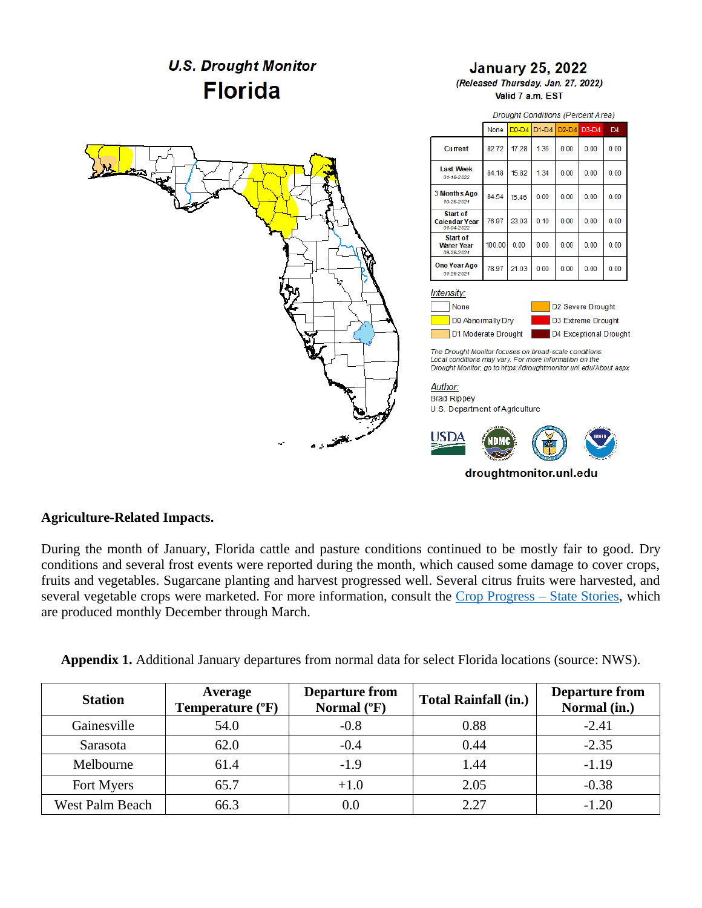## U.S. Drought Monitor
# Florida

**January 25, 2022**
*(Released Thursday, Jan. 27, 2022)*
Valid 7 a.m. EST

*Drought Conditions (Percent Area)*

| | None | D0-D4 | D1-D4 | D2-D4 | D3-D4 | D4 |
|---|---|---|---|---|---|---|
| Current | 82.72 | 17.28 | 1.36 | 0.00 | 0.00 | 0.00 |
| Last Week 01-18-2022 | 84.18 | 15.82 | 1.34 | 0.00 | 0.00 | 0.00 |
| 3 Months Ago 10-26-2021 | 84.54 | 15.46 | 0.00 | 0.00 | 0.00 | 0.00 |
| Start of Calendar Year 01-04-2022 | 76.97 | 23.03 | 0.10 | 0.00 | 0.00 | 0.00 |
| Start of Water Year 09-28-2021 | 100.00 | 0.00 | 0.00 | 0.00 | 0.00 | 0.00 |
| One Year Ago 01-26-2021 | 78.97 | 21.03 | 0.00 | 0.00 | 0.00 | 0.00 |

*Intensity:*
- None
- D0 Abnormally Dry
- D1 Moderate Drought
- D2 Severe Drought
- D3 Extreme Drought
- D4 Exceptional Drought

*The Drought Monitor focuses on broad-scale conditions. Local conditions may vary. For more information on the Drought Monitor, go to https://droughtmonitor.unl.edu/About.aspx*

*Author:*
Brad Rippey
U.S. Department of Agriculture

USDA NDMC NOAA

**droughtmonitor.unl.edu**

**Agriculture-Related Impacts.**

During the month of January, Florida cattle and pasture conditions continued to be mostly fair to good. Dry conditions and several frost events were reported during the month, which caused some damage to cover crops, fruits and vegetables. Sugarcane planting and harvest progressed well. Several citrus fruits were harvested, and several vegetable crops were marketed. For more information, consult the Crop Progress – State Stories, which are produced monthly December through March.

**Appendix 1.** Additional January departures from normal data for select Florida locations (source: NWS).

| Station | Average Temperature (ºF) | Departure from Normal (ºF) | Total Rainfall (in.) | Departure from Normal (in.) |
|---|---|---|---|---|
| Gainesville | 54.0 | -0.8 | 0.88 | -2.41 |
| Sarasota | 62.0 | -0.4 | 0.44 | -2.35 |
| Melbourne | 61.4 | -1.9 | 1.44 | -1.19 |
| Fort Myers | 65.7 | +1.0 | 2.05 | -0.38 |
| West Palm Beach | 66.3 | 0.0 | 2.27 | -1.20 |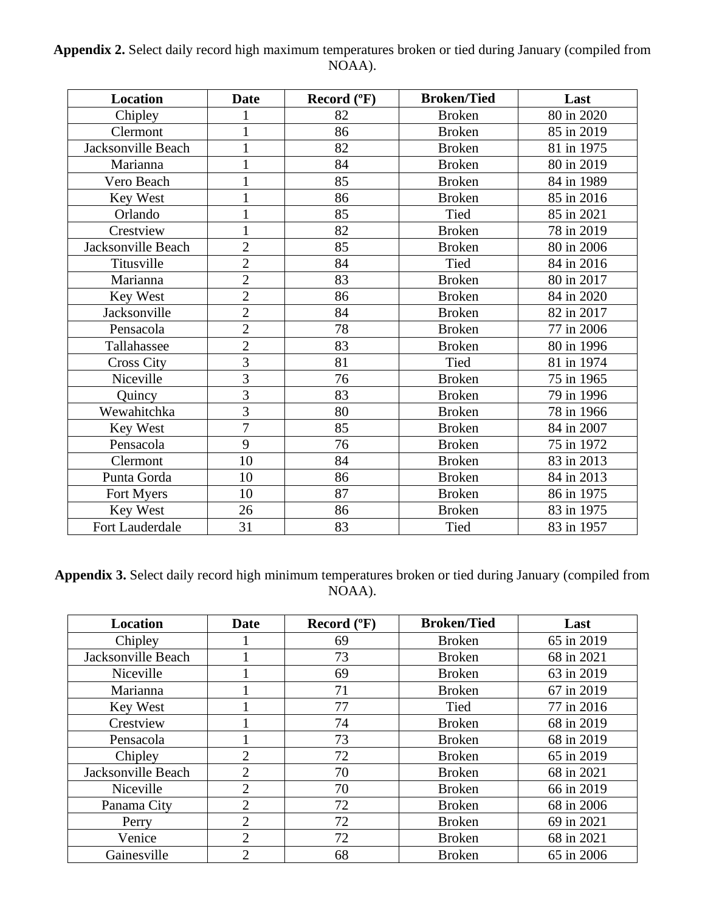**Appendix 2.** Select daily record high maximum temperatures broken or tied during January (compiled from NOAA).

| Location | Date | Record (ºF) | Broken/Tied | Last |
|---|---|---|---|---|
| Chipley | 1 | 82 | Broken | 80 in 2020 |
| Clermont | 1 | 86 | Broken | 85 in 2019 |
| Jacksonville Beach | 1 | 82 | Broken | 81 in 1975 |
| Marianna | 1 | 84 | Broken | 80 in 2019 |
| Vero Beach | 1 | 85 | Broken | 84 in 1989 |
| Key West | 1 | 86 | Broken | 85 in 2016 |
| Orlando | 1 | 85 | Tied | 85 in 2021 |
| Crestview | 1 | 82 | Broken | 78 in 2019 |
| Jacksonville Beach | 2 | 85 | Broken | 80 in 2006 |
| Titusville | 2 | 84 | Tied | 84 in 2016 |
| Marianna | 2 | 83 | Broken | 80 in 2017 |
| Key West | 2 | 86 | Broken | 84 in 2020 |
| Jacksonville | 2 | 84 | Broken | 82 in 2017 |
| Pensacola | 2 | 78 | Broken | 77 in 2006 |
| Tallahassee | 2 | 83 | Broken | 80 in 1996 |
| Cross City | 3 | 81 | Tied | 81 in 1974 |
| Niceville | 3 | 76 | Broken | 75 in 1965 |
| Quincy | 3 | 83 | Broken | 79 in 1996 |
| Wewahitchka | 3 | 80 | Broken | 78 in 1966 |
| Key West | 7 | 85 | Broken | 84 in 2007 |
| Pensacola | 9 | 76 | Broken | 75 in 1972 |
| Clermont | 10 | 84 | Broken | 83 in 2013 |
| Punta Gorda | 10 | 86 | Broken | 84 in 2013 |
| Fort Myers | 10 | 87 | Broken | 86 in 1975 |
| Key West | 26 | 86 | Broken | 83 in 1975 |
| Fort Lauderdale | 31 | 83 | Tied | 83 in 1957 |

**Appendix 3.** Select daily record high minimum temperatures broken or tied during January (compiled from NOAA).

| Location | Date | Record (ºF) | Broken/Tied | Last |
|---|---|---|---|---|
| Chipley | 1 | 69 | Broken | 65 in 2019 |
| Jacksonville Beach | 1 | 73 | Broken | 68 in 2021 |
| Niceville | 1 | 69 | Broken | 63 in 2019 |
| Marianna | 1 | 71 | Broken | 67 in 2019 |
| Key West | 1 | 77 | Tied | 77 in 2016 |
| Crestview | 1 | 74 | Broken | 68 in 2019 |
| Pensacola | 1 | 73 | Broken | 68 in 2019 |
| Chipley | 2 | 72 | Broken | 65 in 2019 |
| Jacksonville Beach | 2 | 70 | Broken | 68 in 2021 |
| Niceville | 2 | 70 | Broken | 66 in 2019 |
| Panama City | 2 | 72 | Broken | 68 in 2006 |
| Perry | 2 | 72 | Broken | 69 in 2021 |
| Venice | 2 | 72 | Broken | 68 in 2021 |
| Gainesville | 2 | 68 | Broken | 65 in 2006 |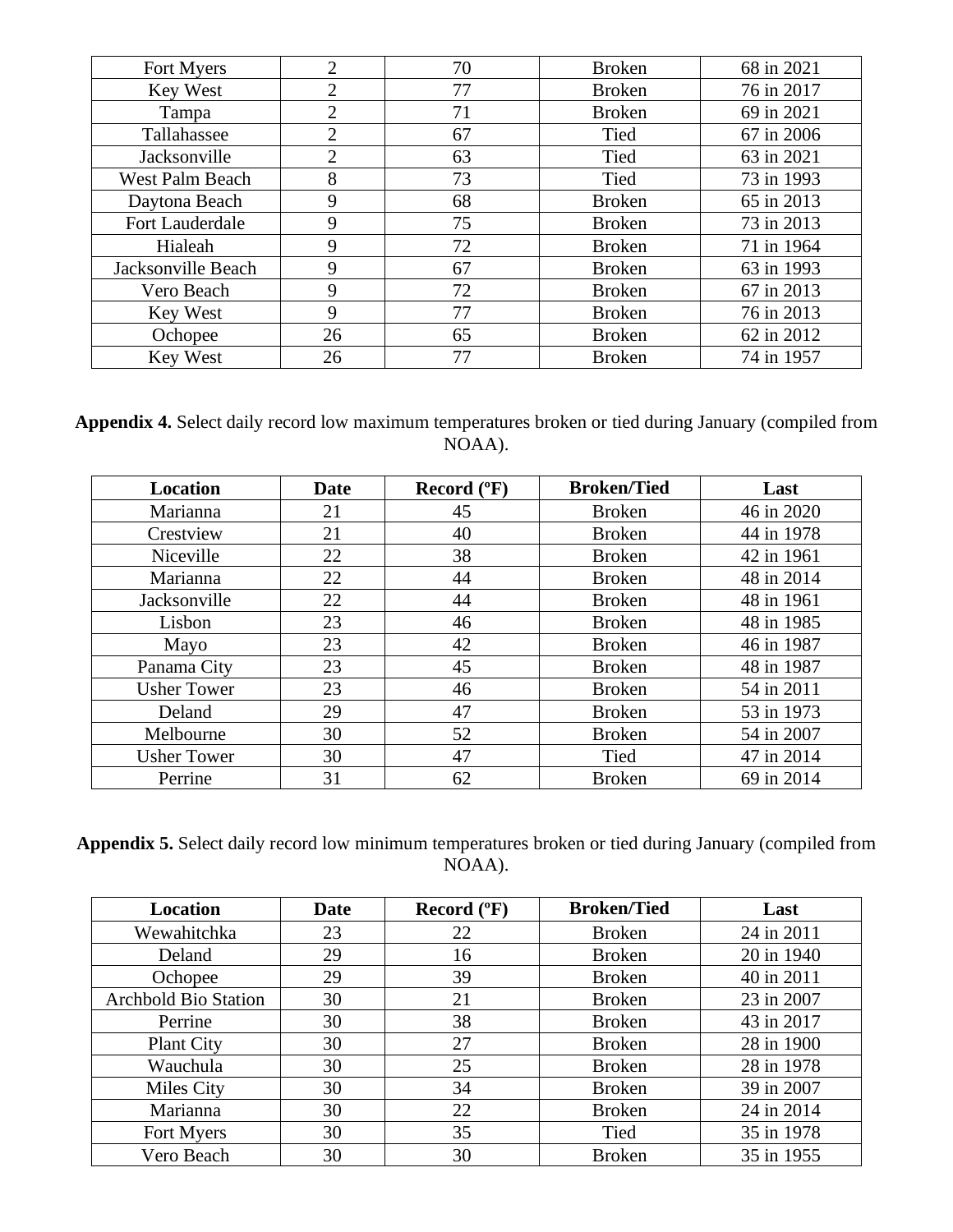| Fort Myers | 2 | 70 | Broken | 68 in 2021 |
|---|---|---|---|---|
| Key West | 2 | 77 | Broken | 76 in 2017 |
| Tampa | 2 | 71 | Broken | 69 in 2021 |
| Tallahassee | 2 | 67 | Tied | 67 in 2006 |
| Jacksonville | 2 | 63 | Tied | 63 in 2021 |
| West Palm Beach | 8 | 73 | Tied | 73 in 1993 |
| Daytona Beach | 9 | 68 | Broken | 65 in 2013 |
| Fort Lauderdale | 9 | 75 | Broken | 73 in 2013 |
| Hialeah | 9 | 72 | Broken | 71 in 1964 |
| Jacksonville Beach | 9 | 67 | Broken | 63 in 1993 |
| Vero Beach | 9 | 72 | Broken | 67 in 2013 |
| Key West | 9 | 77 | Broken | 76 in 2013 |
| Ochopee | 26 | 65 | Broken | 62 in 2012 |
| Key West | 26 | 77 | Broken | 74 in 1957 |

**Appendix 4.** Select daily record low maximum temperatures broken or tied during January (compiled from NOAA).

| Location | Date | Record (ºF) | Broken/Tied | Last |
|---|---|---|---|---|
| Marianna | 21 | 45 | Broken | 46 in 2020 |
| Crestview | 21 | 40 | Broken | 44 in 1978 |
| Niceville | 22 | 38 | Broken | 42 in 1961 |
| Marianna | 22 | 44 | Broken | 48 in 2014 |
| Jacksonville | 22 | 44 | Broken | 48 in 1961 |
| Lisbon | 23 | 46 | Broken | 48 in 1985 |
| Mayo | 23 | 42 | Broken | 46 in 1987 |
| Panama City | 23 | 45 | Broken | 48 in 1987 |
| Usher Tower | 23 | 46 | Broken | 54 in 2011 |
| Deland | 29 | 47 | Broken | 53 in 1973 |
| Melbourne | 30 | 52 | Broken | 54 in 2007 |
| Usher Tower | 30 | 47 | Tied | 47 in 2014 |
| Perrine | 31 | 62 | Broken | 69 in 2014 |

**Appendix 5.** Select daily record low minimum temperatures broken or tied during January (compiled from NOAA).

| Location | Date | Record (ºF) | Broken/Tied | Last |
|---|---|---|---|---|
| Wewahitchka | 23 | 22 | Broken | 24 in 2011 |
| Deland | 29 | 16 | Broken | 20 in 1940 |
| Ochopee | 29 | 39 | Broken | 40 in 2011 |
| Archbold Bio Station | 30 | 21 | Broken | 23 in 2007 |
| Perrine | 30 | 38 | Broken | 43 in 2017 |
| Plant City | 30 | 27 | Broken | 28 in 1900 |
| Wauchula | 30 | 25 | Broken | 28 in 1978 |
| Miles City | 30 | 34 | Broken | 39 in 2007 |
| Marianna | 30 | 22 | Broken | 24 in 2014 |
| Fort Myers | 30 | 35 | Tied | 35 in 1978 |
| Vero Beach | 30 | 30 | Broken | 35 in 1955 |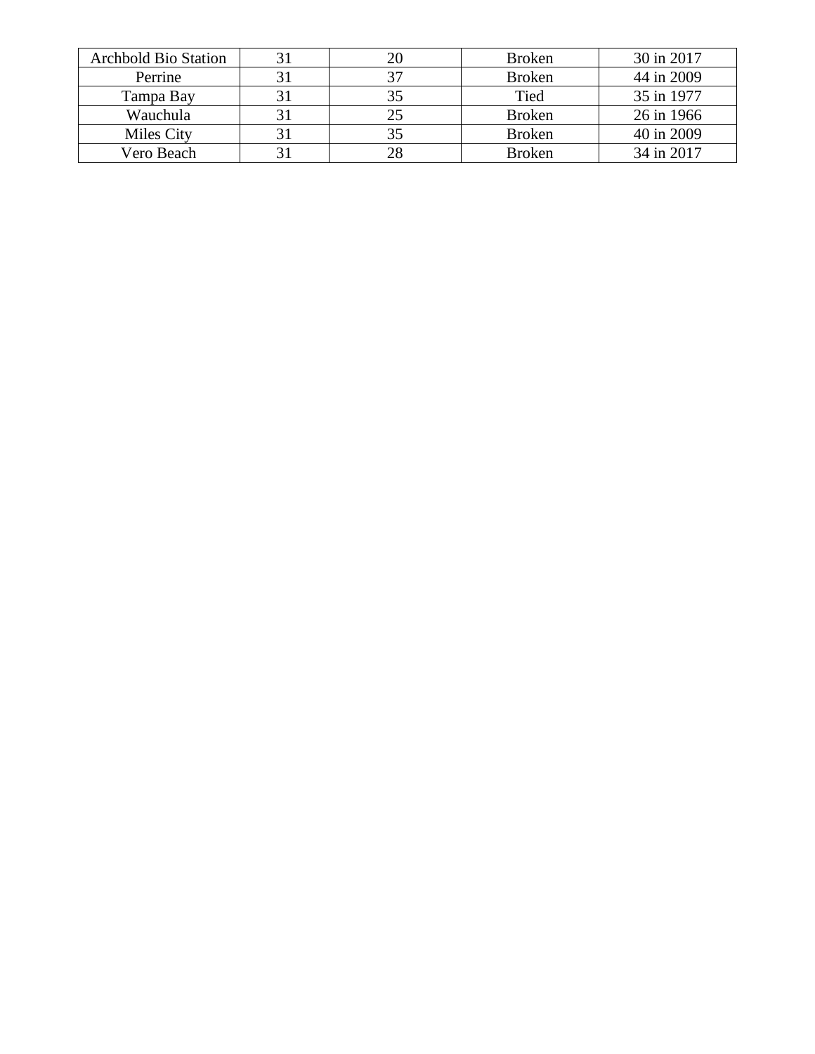| | | | | |
|---|---|---|---|---|
| Archbold Bio Station | 31 | 20 | Broken | 30 in 2017 |
| Perrine | 31 | 37 | Broken | 44 in 2009 |
| Tampa Bay | 31 | 35 | Tied | 35 in 1977 |
| Wauchula | 31 | 25 | Broken | 26 in 1966 |
| Miles City | 31 | 35 | Broken | 40 in 2009 |
| Vero Beach | 31 | 28 | Broken | 34 in 2017 |